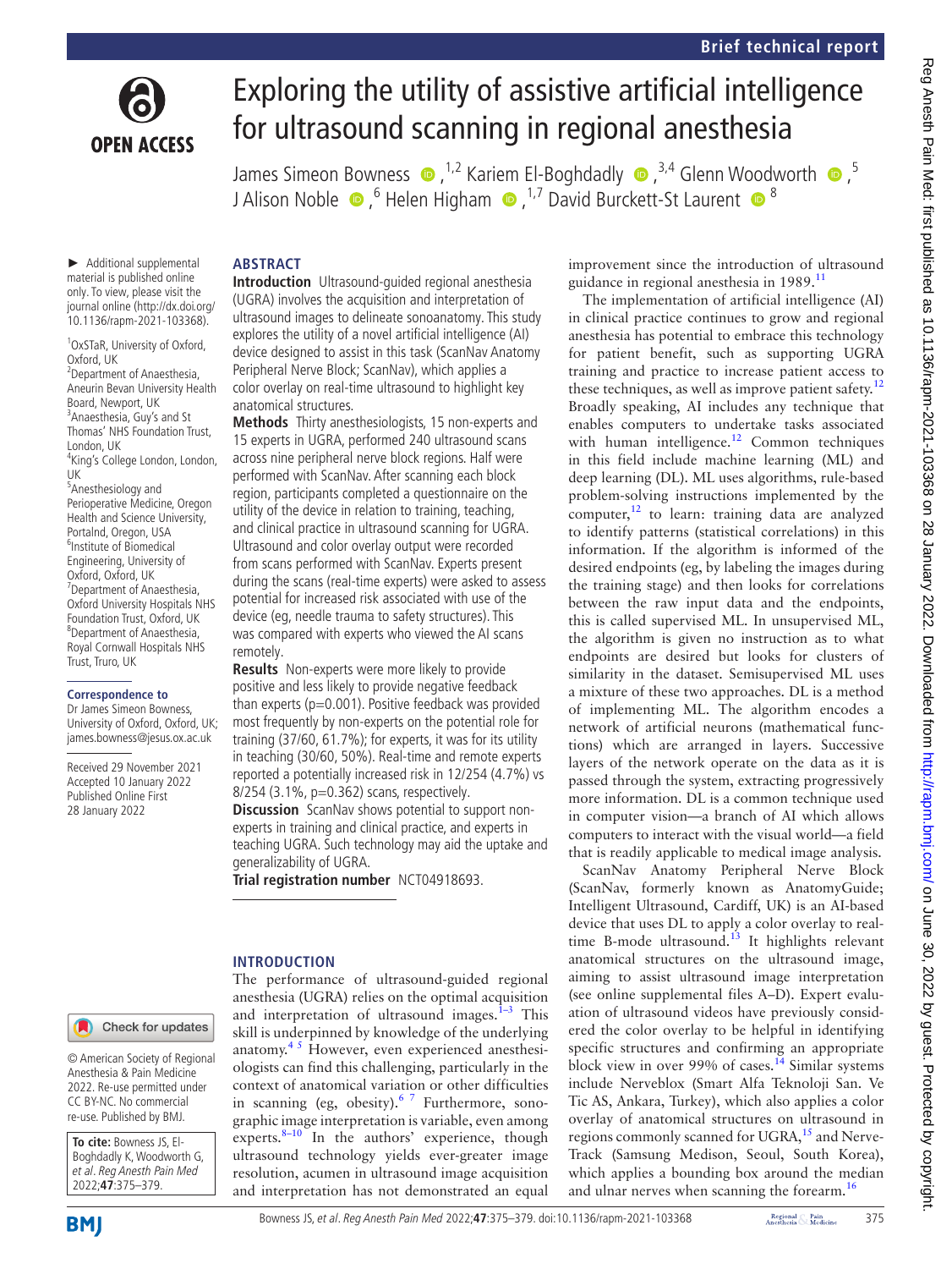Brief technical report

# Exploring the utility of assistive artificial intelligence for ultrasound scanning in regional anesthesia

James Simeon Bowness [1,2] Kariem El-Boghdadly [3,4] Glenn Woodworth [5] J Alison Noble [6] Helen Higham [1,7] David Burckett-St Laurent [8]

► Additional supplemental material is published online only. To view, please visit the journal online (http://dx.doi.org/10.1136/rapm-2021-103368).

[1]OxSTaR, University of Oxford, Oxford, UK
[2]Department of Anaesthesia, Aneurin Bevan University Health Board, Newport, UK
[3]Anaesthesia, Guy's and St Thomas' NHS Foundation Trust, London, UK
[4]King's College London, London, UK
[5]Anesthesiology and Perioperative Medicine, Oregon Health and Science University, Portalnd, Oregon, USA
[6]Institute of Biomedical Engineering, University of Oxford, Oxford, UK
[7]Department of Anaesthesia, Oxford University Hospitals NHS Foundation Trust, Oxford, UK
[8]Department of Anaesthesia, Royal Cornwall Hospitals NHS Trust, Truro, UK

**Correspondence to**
Dr James Simeon Bowness, University of Oxford, Oxford, UK; james.bowness@jesus.ox.ac.uk

Received 29 November 2021
Accepted 10 January 2022
Published Online First 28 January 2022

© American Society of Regional Anesthesia & Pain Medicine 2022. Re-use permitted under CC BY-NC. No commercial re-use. Published by BMJ.

**To cite:** Bowness JS, El-Boghdadly K, Woodworth G, *et al*. *Reg Anesth Pain Med* 2022;**47**:375–379.

## ABSTRACT

**Introduction** Ultrasound-guided regional anesthesia (UGRA) involves the acquisition and interpretation of ultrasound images to delineate sonoanatomy. This study explores the utility of a novel artificial intelligence (AI) device designed to assist in this task (ScanNav Anatomy Peripheral Nerve Block; ScanNav), which applies a color overlay on real-time ultrasound to highlight key anatomical structures.

**Methods** Thirty anesthesiologists, 15 non-experts and 15 experts in UGRA, performed 240 ultrasound scans across nine peripheral nerve block regions. Half were performed with ScanNav. After scanning each block region, participants completed a questionnaire on the utility of the device in relation to training, teaching, and clinical practice in ultrasound scanning for UGRA. Ultrasound and color overlay output were recorded from scans performed with ScanNav. Experts present during the scans (real-time experts) were asked to assess potential for increased risk associated with use of the device (eg, needle trauma to safety structures). This was compared with experts who viewed the AI scans remotely.

**Results** Non-experts were more likely to provide positive and less likely to provide negative feedback than experts (p=0.001). Positive feedback was provided most frequently by non-experts on the potential role for training (37/60, 61.7%); for experts, it was for its utility in teaching (30/60, 50%). Real-time and remote experts reported a potentially increased risk in 12/254 (4.7%) vs 8/254 (3.1%, p=0.362) scans, respectively.

**Discussion** ScanNav shows potential to support non-experts in training and clinical practice, and experts in teaching UGRA. Such technology may aid the uptake and generalizability of UGRA.

**Trial registration number** NCT04918693.

## INTRODUCTION

The performance of ultrasound-guided regional anesthesia (UGRA) relies on the optimal acquisition and interpretation of ultrasound images.[1–3] This skill is underpinned by knowledge of the underlying anatomy.[4 5] However, even experienced anesthesiologists can find this challenging, particularly in the context of anatomical variation or other difficulties in scanning (eg, obesity).[6 7] Furthermore, sonographic image interpretation is variable, even among experts.[8–10] In the authors' experience, though ultrasound technology yields ever-greater image resolution, acumen in ultrasound image acquisition and interpretation has not demonstrated an equal improvement since the introduction of ultrasound guidance in regional anesthesia in 1989.[11]

The implementation of artificial intelligence (AI) in clinical practice continues to grow and regional anesthesia has potential to embrace this technology for patient benefit, such as supporting UGRA training and practice to increase patient access to these techniques, as well as improve patient safety.[12] Broadly speaking, AI includes any technique that enables computers to undertake tasks associated with human intelligence.[12] Common techniques in this field include machine learning (ML) and deep learning (DL). ML uses algorithms, rule-based problem-solving instructions implemented by the computer,[12] to learn: training data are analyzed to identify patterns (statistical correlations) in this information. If the algorithm is informed of the desired endpoints (eg, by labeling the images during the training stage) and then looks for correlations between the raw input data and the endpoints, this is called supervised ML. In unsupervised ML, the algorithm is given no instruction as to what endpoints are desired but looks for clusters of similarity in the dataset. Semisupervised ML uses a mixture of these two approaches. DL is a method of implementing ML. The algorithm encodes a network of artificial neurons (mathematical functions) which are arranged in layers. Successive layers of the network operate on the data as it is passed through the system, extracting progressively more information. DL is a common technique used in computer vision—a branch of AI which allows computers to interact with the visual world—a field that is readily applicable to medical image analysis.

ScanNav Anatomy Peripheral Nerve Block (ScanNav, formerly known as AnatomyGuide; Intelligent Ultrasound, Cardiff, UK) is an AI-based device that uses DL to apply a color overlay to real-time B-mode ultrasound.[13] It highlights relevant anatomical structures on the ultrasound image, aiming to assist ultrasound image interpretation (see online supplemental files A–D). Expert evaluation of ultrasound videos have previously considered the color overlay to be helpful in identifying specific structures and confirming an appropriate block view in over 99% of cases.[14] Similar systems include Nerveblox (Smart Alfa Teknoloji San. Ve Tic AS, Ankara, Turkey), which also applies a color overlay of anatomical structures on ultrasound in regions commonly scanned for UGRA,[15] and Nerve-Track (Samsung Medison, Seoul, South Korea), which applies a bounding box around the median and ulnar nerves when scanning the forearm.[16]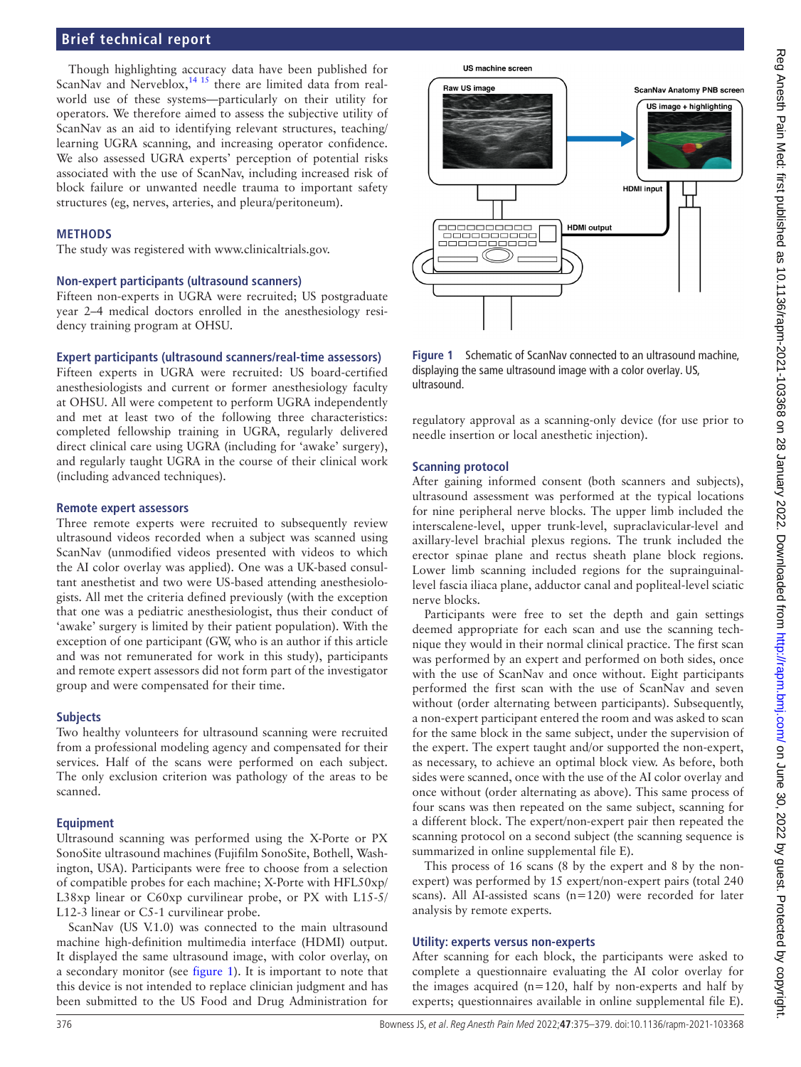Though highlighting accuracy data have been published for ScanNav and Nerveblox,[14 15] there are limited data from real-world use of these systems—particularly on their utility for operators. We therefore aimed to assess the subjective utility of ScanNav as an aid to identifying relevant structures, teaching/learning UGRA scanning, and increasing operator confidence. We also assessed UGRA experts' perception of potential risks associated with the use of ScanNav, including increased risk of block failure or unwanted needle trauma to important safety structures (eg, nerves, arteries, and pleura/peritoneum).

## METHODS

The study was registered with www.clinicaltrials.gov.

### Non-expert participants (ultrasound scanners)

Fifteen non-experts in UGRA were recruited; US postgraduate year 2–4 medical doctors enrolled in the anesthesiology residency training program at OHSU.

### Expert participants (ultrasound scanners/real-time assessors)

Fifteen experts in UGRA were recruited: US board-certified anesthesiologists and current or former anesthesiology faculty at OHSU. All were competent to perform UGRA independently and met at least two of the following three characteristics: completed fellowship training in UGRA, regularly delivered direct clinical care using UGRA (including for 'awake' surgery), and regularly taught UGRA in the course of their clinical work (including advanced techniques).

### Remote expert assessors

Three remote experts were recruited to subsequently review ultrasound videos recorded when a subject was scanned using ScanNav (unmodified videos presented with videos to which the AI color overlay was applied). One was a UK-based consultant anesthetist and two were US-based attending anesthesiologists. All met the criteria defined previously (with the exception that one was a pediatric anesthesiologist, thus their conduct of 'awake' surgery is limited by their patient population). With the exception of one participant (GW, who is an author if this article and was not remunerated for work in this study), participants and remote expert assessors did not form part of the investigator group and were compensated for their time.

### Subjects

Two healthy volunteers for ultrasound scanning were recruited from a professional modeling agency and compensated for their services. Half of the scans were performed on each subject. The only exclusion criterion was pathology of the areas to be scanned.

### Equipment

Ultrasound scanning was performed using the X-Porte or PX SonoSite ultrasound machines (Fujifilm SonoSite, Bothell, Washington, USA). Participants were free to choose from a selection of compatible probes for each machine; X-Porte with HFL50xp/L38xp linear or C60xp curvilinear probe, or PX with L15-5/L12-3 linear or C5-1 curvilinear probe.

ScanNav (US V.1.0) was connected to the main ultrasound machine high-definition multimedia interface (HDMI) output. It displayed the same ultrasound image, with color overlay, on a secondary monitor (see figure 1). It is important to note that this device is not intended to replace clinician judgment and has been submitted to the US Food and Drug Administration for regulatory approval as a scanning-only device (for use prior to needle insertion or local anesthetic injection).

Figure 1 Schematic of ScanNav connected to an ultrasound machine, displaying the same ultrasound image with a color overlay. US, ultrasound.

### Scanning protocol

After gaining informed consent (both scanners and subjects), ultrasound assessment was performed at the typical locations for nine peripheral nerve blocks. The upper limb included the interscalene-level, upper trunk-level, supraclavicular-level and axillary-level brachial plexus regions. The trunk included the erector spinae plane and rectus sheath plane block regions. Lower limb scanning included regions for the suprainguinal-level fascia iliaca plane, adductor canal and popliteal-level sciatic nerve blocks.

Participants were free to set the depth and gain settings deemed appropriate for each scan and use the scanning technique they would in their normal clinical practice. The first scan was performed by an expert and performed on both sides, once with the use of ScanNav and once without. Eight participants performed the first scan with the use of ScanNav and seven without (order alternating between participants). Subsequently, a non-expert participant entered the room and was asked to scan for the same block in the same subject, under the supervision of the expert. The expert taught and/or supported the non-expert, as necessary, to achieve an optimal block view. As before, both sides were scanned, once with the use of the AI color overlay and once without (order alternating as above). This same process of four scans was then repeated on the same subject, scanning for a different block. The expert/non-expert pair then repeated the scanning protocol on a second subject (the scanning sequence is summarized in online supplemental file E).

This process of 16 scans (8 by the expert and 8 by the non-expert) was performed by 15 expert/non-expert pairs (total 240 scans). All AI-assisted scans (n=120) were recorded for later analysis by remote experts.

### Utility: experts versus non-experts

After scanning for each block, the participants were asked to complete a questionnaire evaluating the AI color overlay for the images acquired (n=120, half by non-experts and half by experts; questionnaires available in online supplemental file E).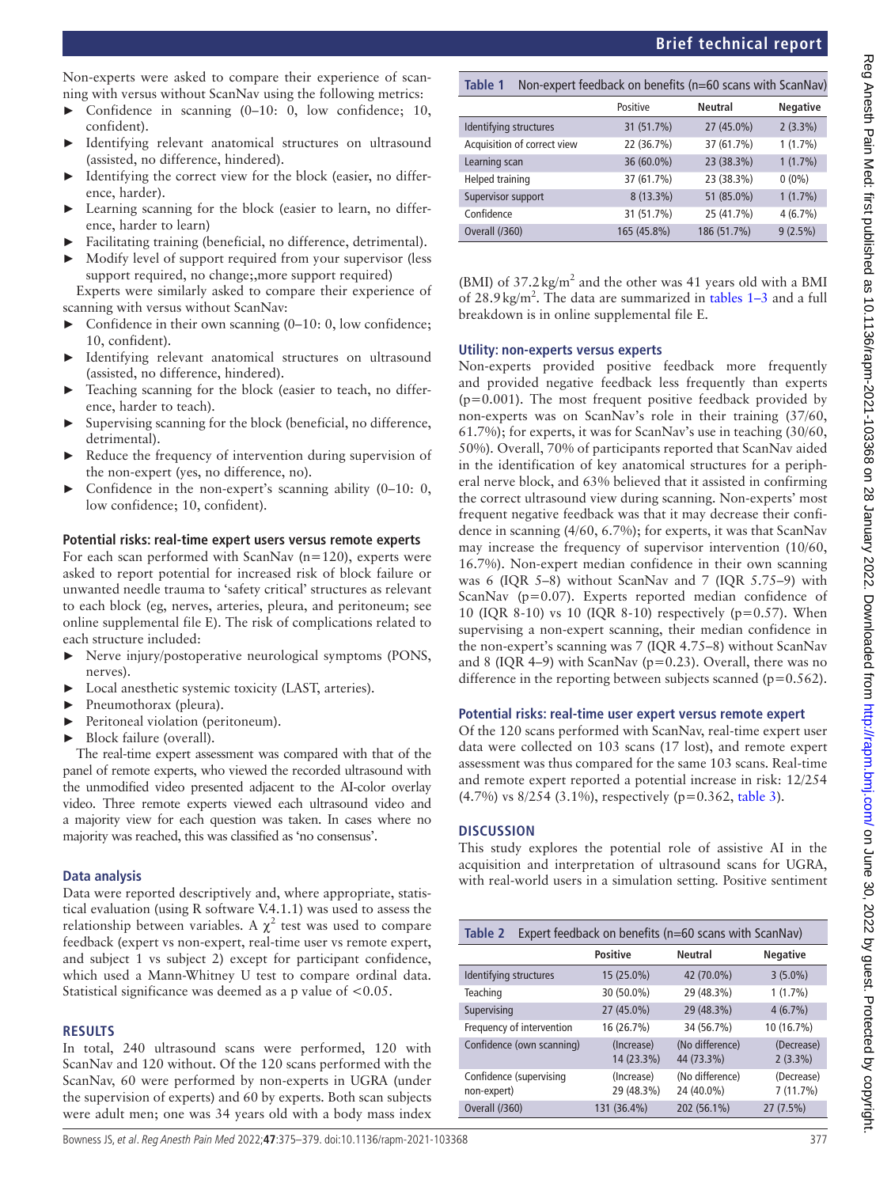Non-experts were asked to compare their experience of scanning with versus without ScanNav using the following metrics:

- Confidence in scanning (0–10: 0, low confidence; 10, confident).
- Identifying relevant anatomical structures on ultrasound (assisted, no difference, hindered).
- Identifying the correct view for the block (easier, no difference, harder).
- Learning scanning for the block (easier to learn, no difference, harder to learn)
- Facilitating training (beneficial, no difference, detrimental).
- Modify level of support required from your supervisor (less support required, no change;,more support required)

Experts were similarly asked to compare their experience of scanning with versus without ScanNav:

- Confidence in their own scanning (0–10: 0, low confidence; 10, confident).
- Identifying relevant anatomical structures on ultrasound (assisted, no difference, hindered).
- Teaching scanning for the block (easier to teach, no difference, harder to teach).
- Supervising scanning for the block (beneficial, no difference, detrimental).
- Reduce the frequency of intervention during supervision of the non-expert (yes, no difference, no).
- Confidence in the non-expert's scanning ability (0–10: 0, low confidence; 10, confident).

### Potential risks: real-time expert users versus remote experts

For each scan performed with ScanNav (n=120), experts were asked to report potential for increased risk of block failure or unwanted needle trauma to 'safety critical' structures as relevant to each block (eg, nerves, arteries, pleura, and peritoneum; see online supplemental file E). The risk of complications related to each structure included:

- Nerve injury/postoperative neurological symptoms (PONS, nerves).
- Local anesthetic systemic toxicity (LAST, arteries).
- Pneumothorax (pleura).
- Peritoneal violation (peritoneum).
- Block failure (overall).

The real-time expert assessment was compared with that of the panel of remote experts, who viewed the recorded ultrasound with the unmodified video presented adjacent to the AI-color overlay video. Three remote experts viewed each ultrasound video and a majority view for each question was taken. In cases where no majority was reached, this was classified as 'no consensus'.

### Data analysis

Data were reported descriptively and, where appropriate, statistical evaluation (using R software V.4.1.1) was used to assess the relationship between variables. A $\chi^2$ test was used to compare feedback (expert vs non-expert, real-time user vs remote expert, and subject 1 vs subject 2) except for participant confidence, which used a Mann-Whitney U test to compare ordinal data. Statistical significance was deemed as a p value of $<0.05$.

## RESULTS

In total, 240 ultrasound scans were performed, 120 with ScanNav and 120 without. Of the 120 scans performed with the ScanNav, 60 were performed by non-experts in UGRA (under the supervision of experts) and 60 by experts. Both scan subjects were adult men; one was 34 years old with a body mass index (BMI) of 37.2 kg/m$^2$ and the other was 41 years old with a BMI of 28.9 kg/m$^2$. The data are summarized in tables 1–3 and a full breakdown is in online supplemental file E.

**Table 1** Non-expert feedback on benefits (n=60 scans with ScanNav)

| | Positive | Neutral | Negative |
|---|---|---|---|
| Identifying structures | 31 (51.7%) | 27 (45.0%) | 2 (3.3%) |
| Acquisition of correct view | 22 (36.7%) | 37 (61.7%) | 1 (1.7%) |
| Learning scan | 36 (60.0%) | 23 (38.3%) | 1 (1.7%) |
| Helped training | 37 (61.7%) | 23 (38.3%) | 0 (0%) |
| Supervisor support | 8 (13.3%) | 51 (85.0%) | 1 (1.7%) |
| Confidence | 31 (51.7%) | 25 (41.7%) | 4 (6.7%) |
| Overall (/360) | 165 (45.8%) | 186 (51.7%) | 9 (2.5%) |

### Utility: non-experts versus experts

Non-experts provided positive feedback more frequently and provided negative feedback less frequently than experts (p=0.001). The most frequent positive feedback provided by non-experts was on ScanNav's role in their training (37/60, 61.7%); for experts, it was for ScanNav's use in teaching (30/60, 50%). Overall, 70% of participants reported that ScanNav aided in the identification of key anatomical structures for a peripheral nerve block, and 63% believed that it assisted in confirming the correct ultrasound view during scanning. Non-experts' most frequent negative feedback was that it may decrease their confidence in scanning (4/60, 6.7%); for experts, it was that ScanNav may increase the frequency of supervisor intervention (10/60, 16.7%). Non-expert median confidence in their own scanning was 6 (IQR 5–8) without ScanNav and 7 (IQR 5.75–9) with ScanNav (p=0.07). Experts reported median confidence of 10 (IQR 8-10) vs 10 (IQR 8-10) respectively (p=0.57). When supervising a non-expert scanning, their median confidence in the non-expert's scanning was 7 (IQR 4.75–8) without ScanNav and 8 (IQR 4–9) with ScanNav (p=0.23). Overall, there was no difference in the reporting between subjects scanned (p=0.562).

### Potential risks: real-time user expert versus remote expert

Of the 120 scans performed with ScanNav, real-time expert user data were collected on 103 scans (17 lost), and remote expert assessment was thus compared for the same 103 scans. Real-time and remote expert reported a potential increase in risk: 12/254 (4.7%) vs 8/254 (3.1%), respectively (p=0.362, table 3).

## DISCUSSION

This study explores the potential role of assistive AI in the acquisition and interpretation of ultrasound scans for UGRA, with real-world users in a simulation setting. Positive sentiment

**Table 2** Expert feedback on benefits (n=60 scans with ScanNav)

| | Positive | Neutral | Negative |
|---|---|---|---|
| Identifying structures | 15 (25.0%) | 42 (70.0%) | 3 (5.0%) |
| Teaching | 30 (50.0%) | 29 (48.3%) | 1 (1.7%) |
| Supervising | 27 (45.0%) | 29 (48.3%) | 4 (6.7%) |
| Frequency of intervention | 16 (26.7%) | 34 (56.7%) | 10 (16.7%) |
| Confidence (own scanning) | (Increase) 14 (23.3%) | (No difference) 44 (73.3%) | (Decrease) 2 (3.3%) |
| Confidence (supervising non-expert) | (Increase) 29 (48.3%) | (No difference) 24 (40.0%) | (Decrease) 7 (11.7%) |
| Overall (/360) | 131 (36.4%) | 202 (56.1%) | 27 (7.5%) |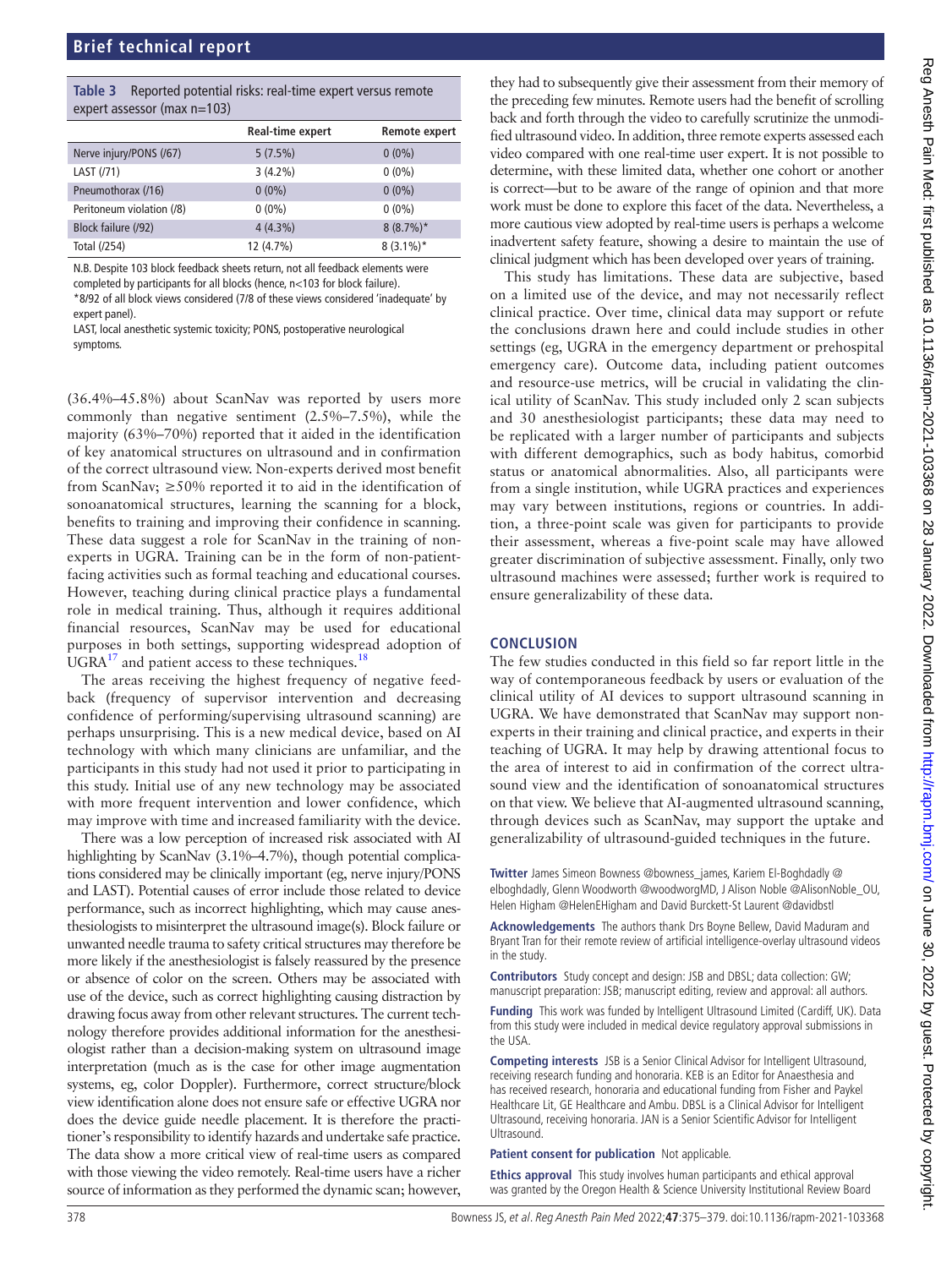**Table 3** Reported potential risks: real-time expert versus remote expert assessor (max n=103)

| | Real-time expert | Remote expert |
|---|---|---|
| Nerve injury/PONS (/67) | 5 (7.5%) | 0 (0%) |
| LAST (/71) | 3 (4.2%) | 0 (0%) |
| Pneumothorax (/16) | 0 (0%) | 0 (0%) |
| Peritoneum violation (/8) | 0 (0%) | 0 (0%) |
| Block failure (/92) | 4 (4.3%) | 8 (8.7%)* |
| Total (/254) | 12 (4.7%) | 8 (3.1%)* |

N.B. Despite 103 block feedback sheets return, not all feedback elements were completed by participants for all blocks (hence, n<103 for block failure).
*8/92 of all block views considered (7/8 of these views considered 'inadequate' by expert panel).
LAST, local anesthetic systemic toxicity; PONS, postoperative neurological symptoms.

(36.4%–45.8%) about ScanNav was reported by users more commonly than negative sentiment (2.5%–7.5%), while the majority (63%–70%) reported that it aided in the identification of key anatomical structures on ultrasound and in confirmation of the correct ultrasound view. Non-experts derived most benefit from ScanNav; ≥50% reported it to aid in the identification of sonoanatomical structures, learning the scanning for a block, benefits to training and improving their confidence in scanning. These data suggest a role for ScanNav in the training of non-experts in UGRA. Training can be in the form of non-patient-facing activities such as formal teaching and educational courses. However, teaching during clinical practice plays a fundamental role in medical training. Thus, although it requires additional financial resources, ScanNav may be used for educational purposes in both settings, supporting widespread adoption of UGRA[17] and patient access to these techniques.[18]

The areas receiving the highest frequency of negative feedback (frequency of supervisor intervention and decreasing confidence of performing/supervising ultrasound scanning) are perhaps unsurprising. This is a new medical device, based on AI technology with which many clinicians are unfamiliar, and the participants in this study had not used it prior to participating in this study. Initial use of any new technology may be associated with more frequent intervention and lower confidence, which may improve with time and increased familiarity with the device.

There was a low perception of increased risk associated with AI highlighting by ScanNav (3.1%–4.7%), though potential complications considered may be clinically important (eg, nerve injury/PONS and LAST). Potential causes of error include those related to device performance, such as incorrect highlighting, which may cause anesthesiologists to misinterpret the ultrasound image(s). Block failure or unwanted needle trauma to safety critical structures may therefore be more likely if the anesthesiologist is falsely reassured by the presence or absence of color on the screen. Others may be associated with use of the device, such as correct highlighting causing distraction by drawing focus away from other relevant structures. The current technology therefore provides additional information for the anesthesiologist rather than a decision-making system on ultrasound image interpretation (much as is the case for other image augmentation systems, eg, color Doppler). Furthermore, correct structure/block view identification alone does not ensure safe or effective UGRA nor does the device guide needle placement. It is therefore the practitioner's responsibility to identify hazards and undertake safe practice. The data show a more critical view of real-time users as compared with those viewing the video remotely. Real-time users have a richer source of information as they performed the dynamic scan; however, they had to subsequently give their assessment from their memory of the preceding few minutes. Remote users had the benefit of scrolling back and forth through the video to carefully scrutinize the unmodified ultrasound video. In addition, three remote experts assessed each video compared with one real-time user expert. It is not possible to determine, with these limited data, whether one cohort or another is correct—but to be aware of the range of opinion and that more work must be done to explore this facet of the data. Nevertheless, a more cautious view adopted by real-time users is perhaps a welcome inadvertent safety feature, showing a desire to maintain the use of clinical judgment which has been developed over years of training.

This study has limitations. These data are subjective, based on a limited use of the device, and may not necessarily reflect clinical practice. Over time, clinical data may support or refute the conclusions drawn here and could include studies in other settings (eg, UGRA in the emergency department or prehospital emergency care). Outcome data, including patient outcomes and resource-use metrics, will be crucial in validating the clinical utility of ScanNav. This study included only 2 scan subjects and 30 anesthesiologist participants; these data may need to be replicated with a larger number of participants and subjects with different demographics, such as body habitus, comorbid status or anatomical abnormalities. Also, all participants were from a single institution, while UGRA practices and experiences may vary between institutions, regions or countries. In addition, a three-point scale was given for participants to provide their assessment, whereas a five-point scale may have allowed greater discrimination of subjective assessment. Finally, only two ultrasound machines were assessed; further work is required to ensure generalizability of these data.

## CONCLUSION

The few studies conducted in this field so far report little in the way of contemporaneous feedback by users or evaluation of the clinical utility of AI devices to support ultrasound scanning in UGRA. We have demonstrated that ScanNav may support non-experts in their training and clinical practice, and experts in their teaching of UGRA. It may help by drawing attentional focus to the area of interest to aid in confirmation of the correct ultrasound view and the identification of sonoanatomical structures on that view. We believe that AI-augmented ultrasound scanning, through devices such as ScanNav, may support the uptake and generalizability of ultrasound-guided techniques in the future.

**Twitter** James Simeon Bowness @bowness_james, Kariem El-Boghdadly @elboghdadly, Glenn Woodworth @woodworgMD, J Alison Noble @AlisonNoble_OU, Helen Higham @HelenEHigham and David Burckett-St Laurent @davidbstl

**Acknowledgements** The authors thank Drs Boyne Bellew, David Maduram and Bryant Tran for their remote review of artificial intelligence-overlay ultrasound videos in the study.

**Contributors** Study concept and design: JSB and DBSL; data collection: GW; manuscript preparation: JSB; manuscript editing, review and approval: all authors.

**Funding** This work was funded by Intelligent Ultrasound Limited (Cardiff, UK). Data from this study were included in medical device regulatory approval submissions in the USA.

**Competing interests** JSB is a Senior Clinical Advisor for Intelligent Ultrasound, receiving research funding and honoraria. KEB is an Editor for Anaesthesia and has received research, honoraria and educational funding from Fisher and Paykel Healthcare Lit, GE Healthcare and Ambu. DBSL is a Clinical Advisor for Intelligent Ultrasound, receiving honoraria. JAN is a Senior Scientific Advisor for Intelligent Ultrasound.

**Patient consent for publication** Not applicable.

**Ethics approval** This study involves human participants and ethical approval was granted by the Oregon Health & Science University Institutional Review Board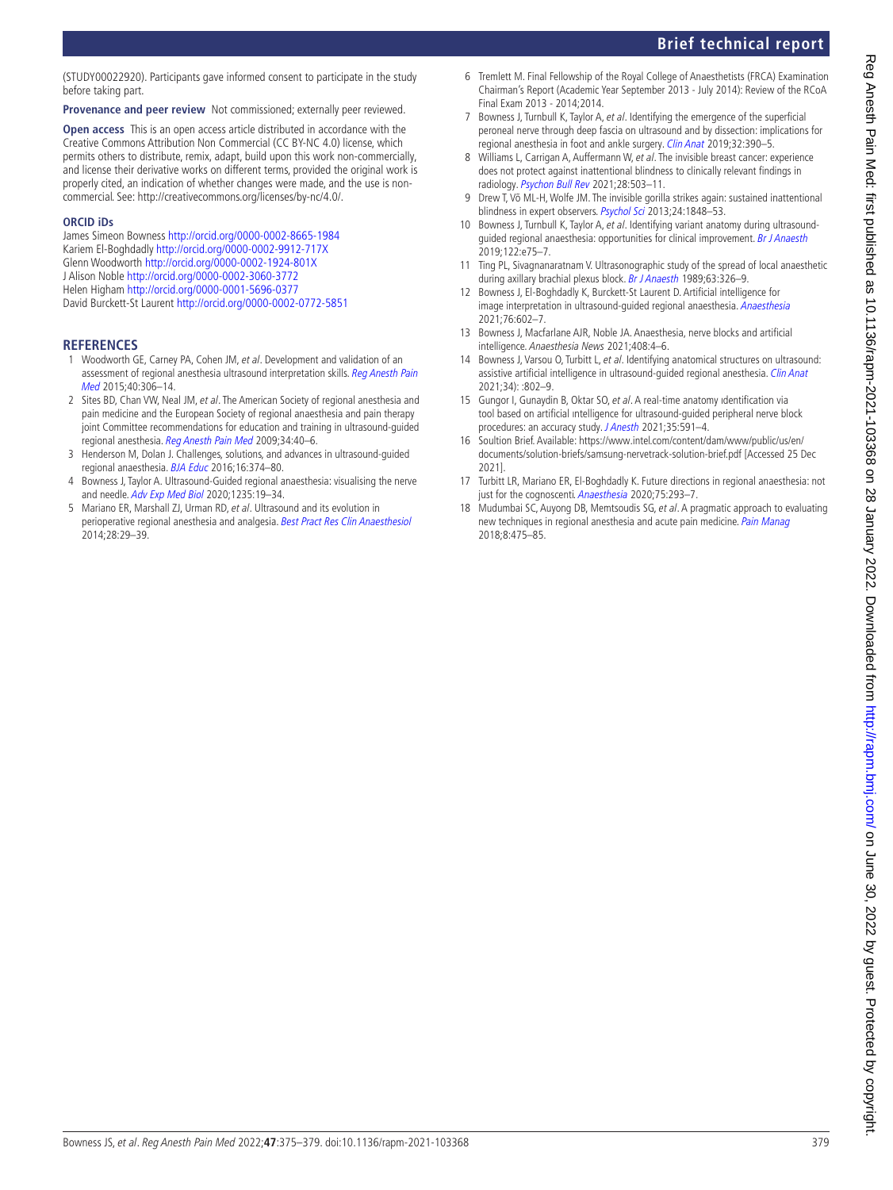(STUDY00022920). Participants gave informed consent to participate in the study before taking part.

**Provenance and peer review** Not commissioned; externally peer reviewed.

**Open access** This is an open access article distributed in accordance with the Creative Commons Attribution Non Commercial (CC BY-NC 4.0) license, which permits others to distribute, remix, adapt, build upon this work non-commercially, and license their derivative works on different terms, provided the original work is properly cited, an indication of whether changes were made, and the use is non-commercial. See: http://creativecommons.org/licenses/by-nc/4.0/.

**ORCID iDs**

James Simeon Bowness http://orcid.org/0000-0002-8665-1984
Kariem El-Boghdadly http://orcid.org/0000-0002-9912-717X
Glenn Woodworth http://orcid.org/0000-0002-1924-801X
J Alison Noble http://orcid.org/0000-0002-3060-3772
Helen Higham http://orcid.org/0000-0001-5696-0377
David Burckett-St Laurent http://orcid.org/0000-0002-0772-5851

## REFERENCES

1. Woodworth GE, Carney PA, Cohen JM, *et al*. Development and validation of an assessment of regional anesthesia ultrasound interpretation skills. *Reg Anesth Pain Med* 2015;40:306–14.
2. Sites BD, Chan VW, Neal JM, *et al*. The American Society of regional anesthesia and pain medicine and the European Society of regional anaesthesia and pain therapy joint Committee recommendations for education and training in ultrasound-guided regional anesthesia. *Reg Anesth Pain Med* 2009;34:40–6.
3. Henderson M, Dolan J. Challenges, solutions, and advances in ultrasound-guided regional anaesthesia. *BJA Educ* 2016;16:374–80.
4. Bowness J, Taylor A. Ultrasound-Guided regional anaesthesia: visualising the nerve and needle. *Adv Exp Med Biol* 2020;1235:19–34.
5. Mariano ER, Marshall ZJ, Urman RD, *et al*. Ultrasound and its evolution in perioperative regional anesthesia and analgesia. *Best Pract Res Clin Anaesthesiol* 2014;28:29–39.
6. Tremlett M. Final Fellowship of the Royal College of Anaesthetists (FRCA) Examination Chairman's Report (Academic Year September 2013 - July 2014): Review of the RCoA Final Exam 2013 - 2014;2014.
7. Bowness J, Turnbull K, Taylor A, *et al*. Identifying the emergence of the superficial peroneal nerve through deep fascia on ultrasound and by dissection: implications for regional anesthesia in foot and ankle surgery. *Clin Anat* 2019;32:390–5.
8. Williams L, Carrigan A, Auffermann W, *et al*. The invisible breast cancer: experience does not protect against inattentional blindness to clinically relevant findings in radiology. *Psychon Bull Rev* 2021;28:503–11.
9. Drew T, Võ ML-H, Wolfe JM. The invisible gorilla strikes again: sustained inattentional blindness in expert observers. *Psychol Sci* 2013;24:1848–53.
10. Bowness J, Turnbull K, Taylor A, *et al*. Identifying variant anatomy during ultrasound-guided regional anaesthesia: opportunities for clinical improvement. *Br J Anaesth* 2019;122:e75–7.
11. Ting PL, Sivagnanaratnam V. Ultrasonographic study of the spread of local anaesthetic during axillary brachial plexus block. *Br J Anaesth* 1989;63:326–9.
12. Bowness J, El-Boghdadly K, Burckett-St Laurent D. Artificial intelligence for image interpretation in ultrasound-guided regional anaesthesia. *Anaesthesia* 2021;76:602–7.
13. Bowness J, Macfarlane AJR, Noble JA. Anaesthesia, nerve blocks and artificial intelligence. *Anaesthesia News* 2021;408:4–6.
14. Bowness J, Varsou O, Turbitt L, *et al*. Identifying anatomical structures on ultrasound: assistive artificial intelligence in ultrasound-guided regional anesthesia. *Clin Anat* 2021;34): :802–9.
15. Gungor I, Gunaydin B, Oktar SO, *et al*. A real-time anatomy ıdentification via tool based on artificial ıntelligence for ultrasound-guided peripheral nerve block procedures: an accuracy study. *J Anesth* 2021;35:591–4.
16. Soultion Brief. Available: https://www.intel.com/content/dam/www/public/us/en/documents/solution-briefs/samsung-nervetrack-solution-brief.pdf [Accessed 25 Dec 2021].
17. Turbitt LR, Mariano ER, El-Boghdadly K. Future directions in regional anaesthesia: not just for the cognoscenti. *Anaesthesia* 2020;75:293–7.
18. Mudumbai SC, Auyong DB, Memtsoudis SG, *et al*. A pragmatic approach to evaluating new techniques in regional anesthesia and acute pain medicine. *Pain Manag* 2018;8:475–85.